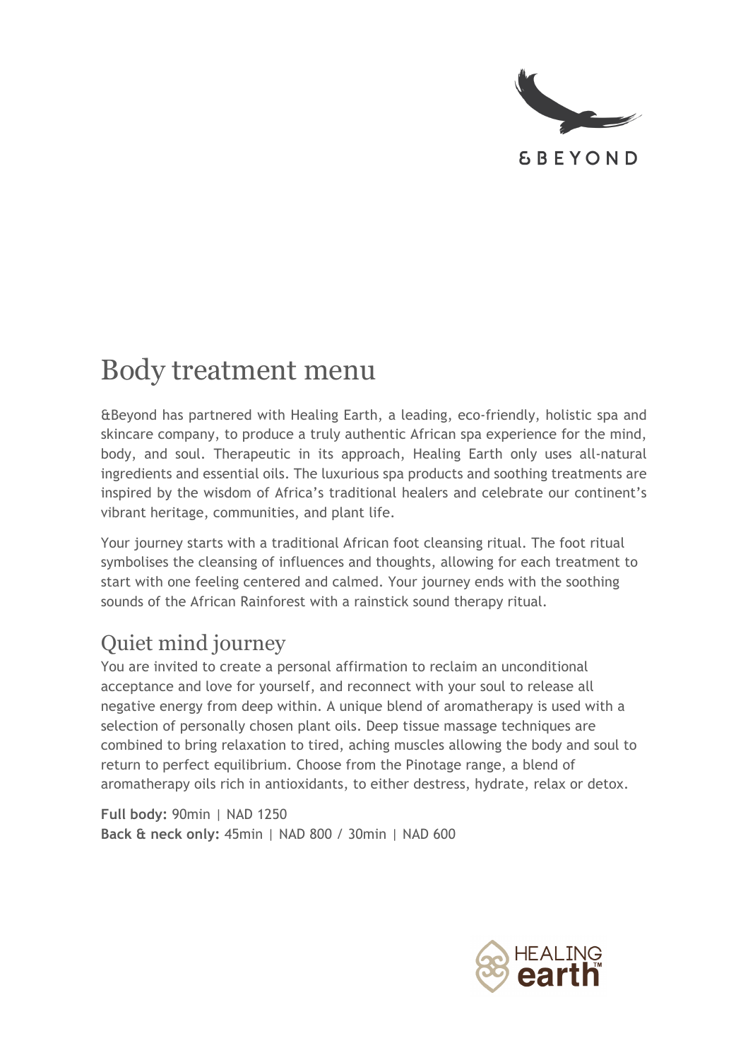# Body treatment menu

&Beyond has partnered with Healing Earth, a leading, eco-friendly, holistic spa and skincare company, to produce a truly authentic African spa experience for the mind, body, and soul. Therapeutic in its approach, Healing Earth only uses all-natural ingredients and essential oils. The luxurious spa products and soothing treatments are inspired by the wisdom of Africa's traditional healers and celebrate our continent's vibrant heritage, communities, and plant life.

Your journey starts with a traditional African foot cleansing ritual. The foot ritual symbolises the cleansing of influences and thoughts, allowing for each treatment to start with one feeling centered and calmed. Your journey ends with the soothing sounds of the African Rainforest with a rainstick sound therapy ritual.

## Quiet mind journey

You are invited to create a personal affirmation to reclaim an unconditional acceptance and love for yourself, and reconnect with your soul to release all negative energy from deep within. A unique blend of aromatherapy is used with a selection of personally chosen plant oils. Deep tissue massage techniques are combined to bring relaxation to tired, aching muscles allowing the body and soul to return to perfect equilibrium. Choose from the Pinotage range, a blend of aromatherapy oils rich in antioxidants, to either destress, hydrate, relax or detox.

**Full body:** 90min | NAD 1250
**Back & neck only:** 45min | NAD 800 / 30min | NAD 600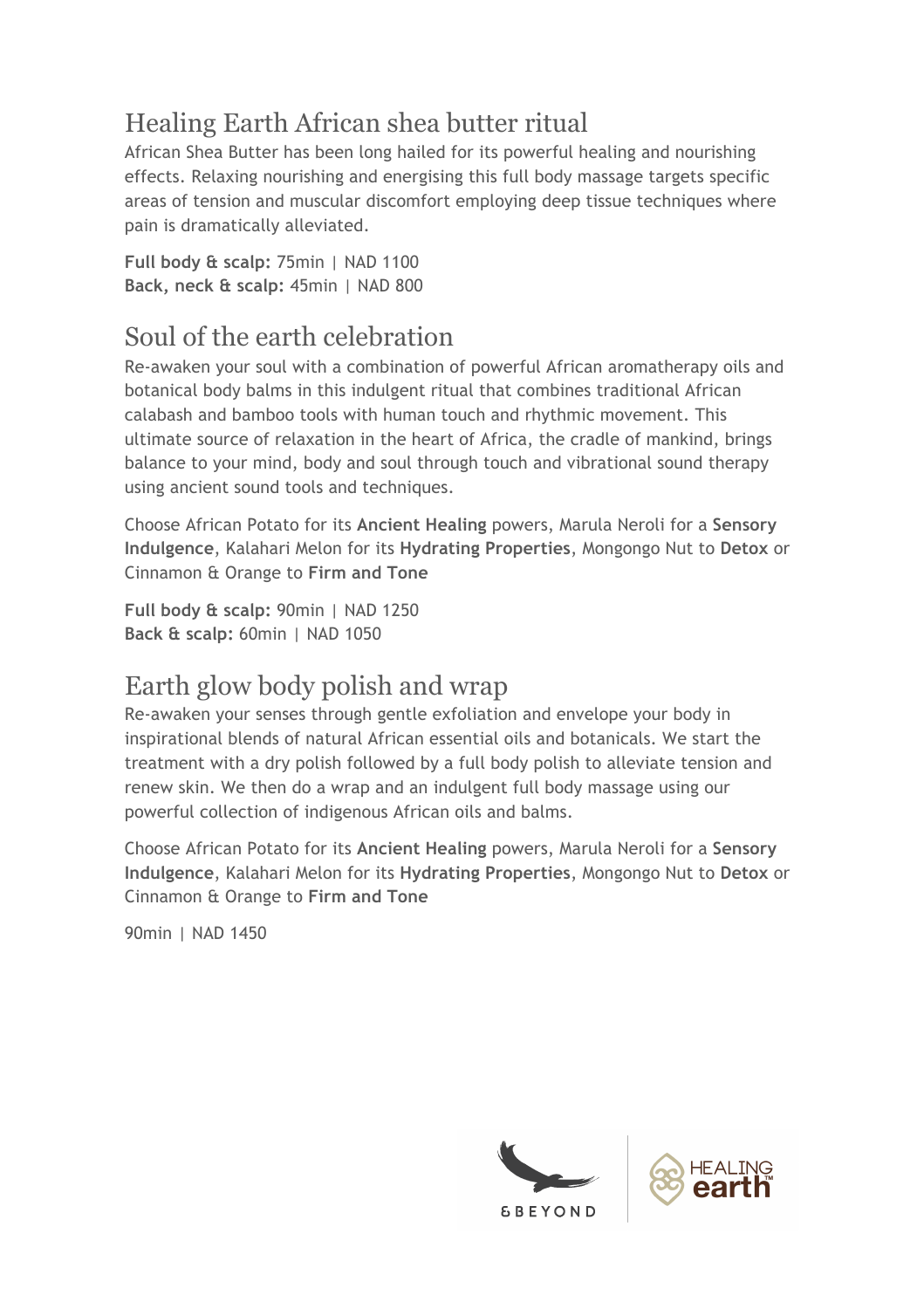## Healing Earth African shea butter ritual

African Shea Butter has been long hailed for its powerful healing and nourishing effects. Relaxing nourishing and energising this full body massage targets specific areas of tension and muscular discomfort employing deep tissue techniques where pain is dramatically alleviated.

**Full body & scalp:** 75min | NAD 1100
**Back, neck & scalp:** 45min | NAD 800

## Soul of the earth celebration

Re-awaken your soul with a combination of powerful African aromatherapy oils and botanical body balms in this indulgent ritual that combines traditional African calabash and bamboo tools with human touch and rhythmic movement. This ultimate source of relaxation in the heart of Africa, the cradle of mankind, brings balance to your mind, body and soul through touch and vibrational sound therapy using ancient sound tools and techniques.

Choose African Potato for its **Ancient Healing** powers, Marula Neroli for a **Sensory Indulgence**, Kalahari Melon for its **Hydrating Properties**, Mongongo Nut to **Detox** or Cinnamon & Orange to **Firm and Tone**

**Full body & scalp:** 90min | NAD 1250
**Back & scalp:** 60min | NAD 1050

## Earth glow body polish and wrap

Re-awaken your senses through gentle exfoliation and envelope your body in inspirational blends of natural African essential oils and botanicals. We start the treatment with a dry polish followed by a full body polish to alleviate tension and renew skin. We then do a wrap and an indulgent full body massage using our powerful collection of indigenous African oils and balms.

Choose African Potato for its **Ancient Healing** powers, Marula Neroli for a **Sensory Indulgence**, Kalahari Melon for its **Hydrating Properties**, Mongongo Nut to **Detox** or Cinnamon & Orange to **Firm and Tone**

90min | NAD 1450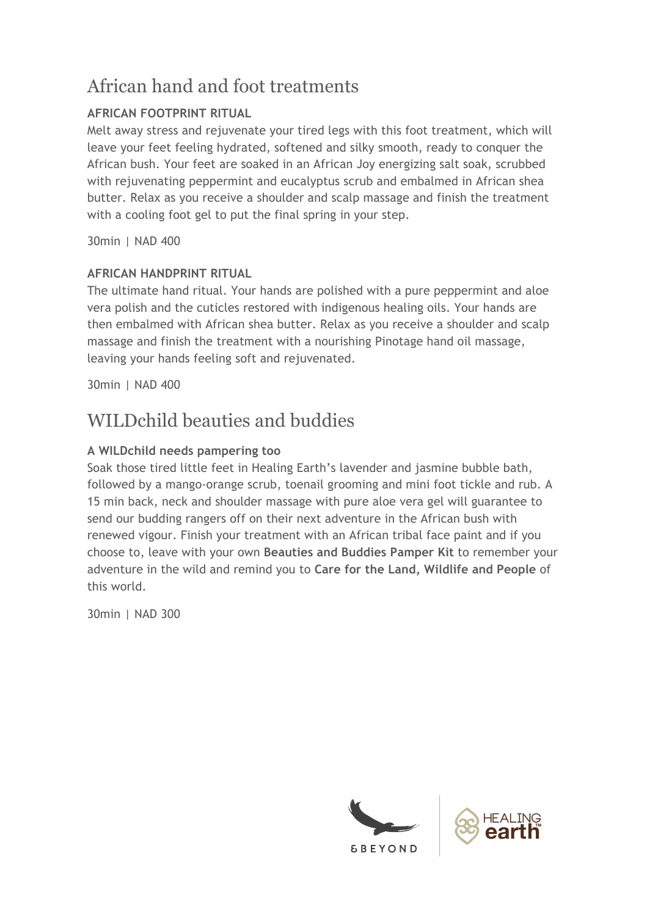## African hand and foot treatments

### AFRICAN FOOTPRINT RITUAL

Melt away stress and rejuvenate your tired legs with this foot treatment, which will leave your feet feeling hydrated, softened and silky smooth, ready to conquer the African bush. Your feet are soaked in an African Joy energizing salt soak, scrubbed with rejuvenating peppermint and eucalyptus scrub and embalmed in African shea butter. Relax as you receive a shoulder and scalp massage and finish the treatment with a cooling foot gel to put the final spring in your step.

30min | NAD 400

### AFRICAN HANDPRINT RITUAL

The ultimate hand ritual. Your hands are polished with a pure peppermint and aloe vera polish and the cuticles restored with indigenous healing oils. Your hands are then embalmed with African shea butter. Relax as you receive a shoulder and scalp massage and finish the treatment with a nourishing Pinotage hand oil massage, leaving your hands feeling soft and rejuvenated.

30min | NAD 400

## WILDchild beauties and buddies

### A WILDchild needs pampering too

Soak those tired little feet in Healing Earth's lavender and jasmine bubble bath, followed by a mango-orange scrub, toenail grooming and mini foot tickle and rub. A 15 min back, neck and shoulder massage with pure aloe vera gel will guarantee to send our budding rangers off on their next adventure in the African bush with renewed vigour. Finish your treatment with an African tribal face paint and if you choose to, leave with your own **Beauties and Buddies Pamper Kit** to remember your adventure in the wild and remind you to **Care for the Land, Wildlife and People** of this world.

30min | NAD 300

&BEYOND | HEALING earth™